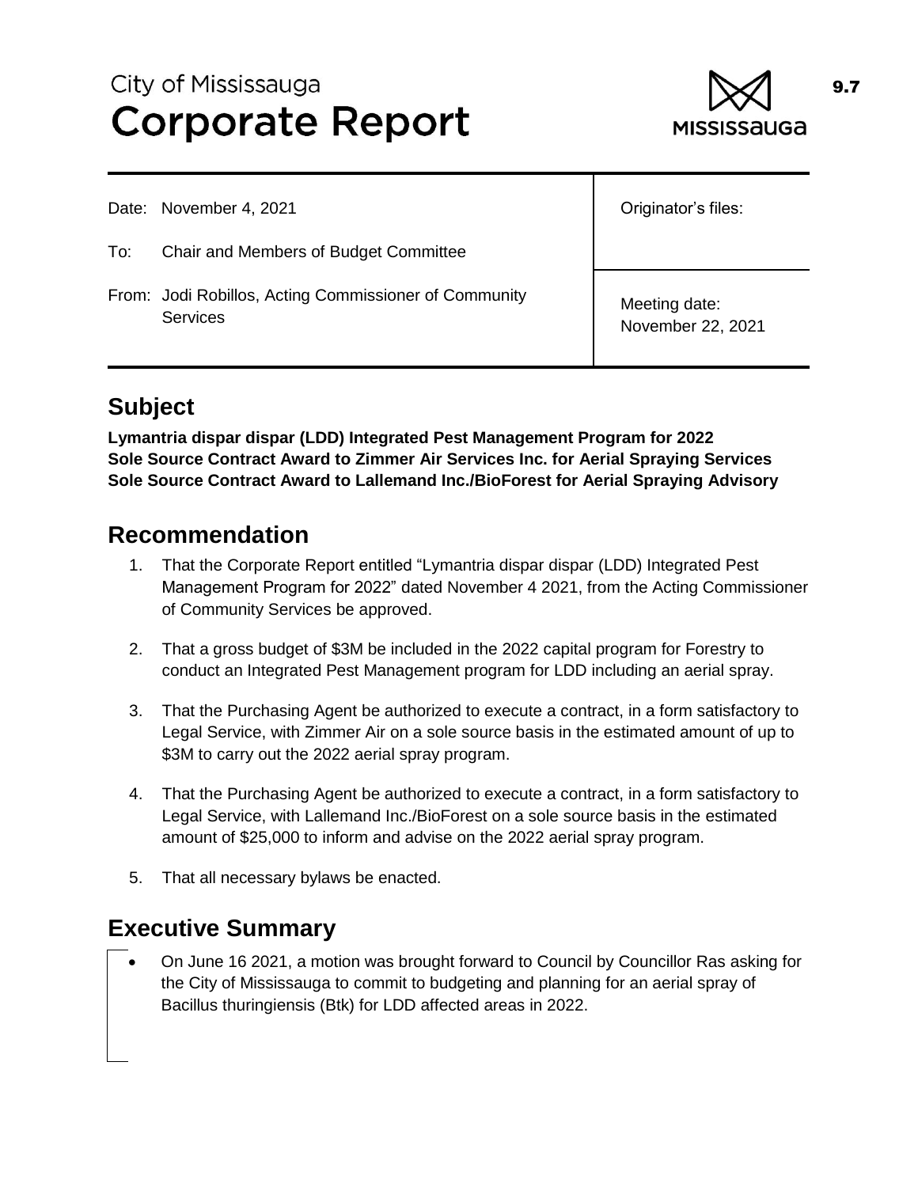# City of Mississauga
# Corporate Report

9.7

| | |
|---|---|
| Date: November 4, 2021 | Originator's files: |
| To: Chair and Members of Budget Committee | |
| From: Jodi Robillos, Acting Commissioner of Community Services | Meeting date: November 22, 2021 |

## Subject

**Lymantria dispar dispar (LDD) Integrated Pest Management Program for 2022**
**Sole Source Contract Award to Zimmer Air Services Inc. for Aerial Spraying Services**
**Sole Source Contract Award to Lallemand Inc./BioForest for Aerial Spraying Advisory**

## Recommendation

1. That the Corporate Report entitled "Lymantria dispar dispar (LDD) Integrated Pest Management Program for 2022" dated November 4 2021, from the Acting Commissioner of Community Services be approved.

2. That a gross budget of $3M be included in the 2022 capital program for Forestry to conduct an Integrated Pest Management program for LDD including an aerial spray.

3. That the Purchasing Agent be authorized to execute a contract, in a form satisfactory to Legal Service, with Zimmer Air on a sole source basis in the estimated amount of up to $3M to carry out the 2022 aerial spray program.

4. That the Purchasing Agent be authorized to execute a contract, in a form satisfactory to Legal Service, with Lallemand Inc./BioForest on a sole source basis in the estimated amount of $25,000 to inform and advise on the 2022 aerial spray program.

5. That all necessary bylaws be enacted.

## Executive Summary

- On June 16 2021, a motion was brought forward to Council by Councillor Ras asking for the City of Mississauga to commit to budgeting and planning for an aerial spray of Bacillus thuringiensis (Btk) for LDD affected areas in 2022.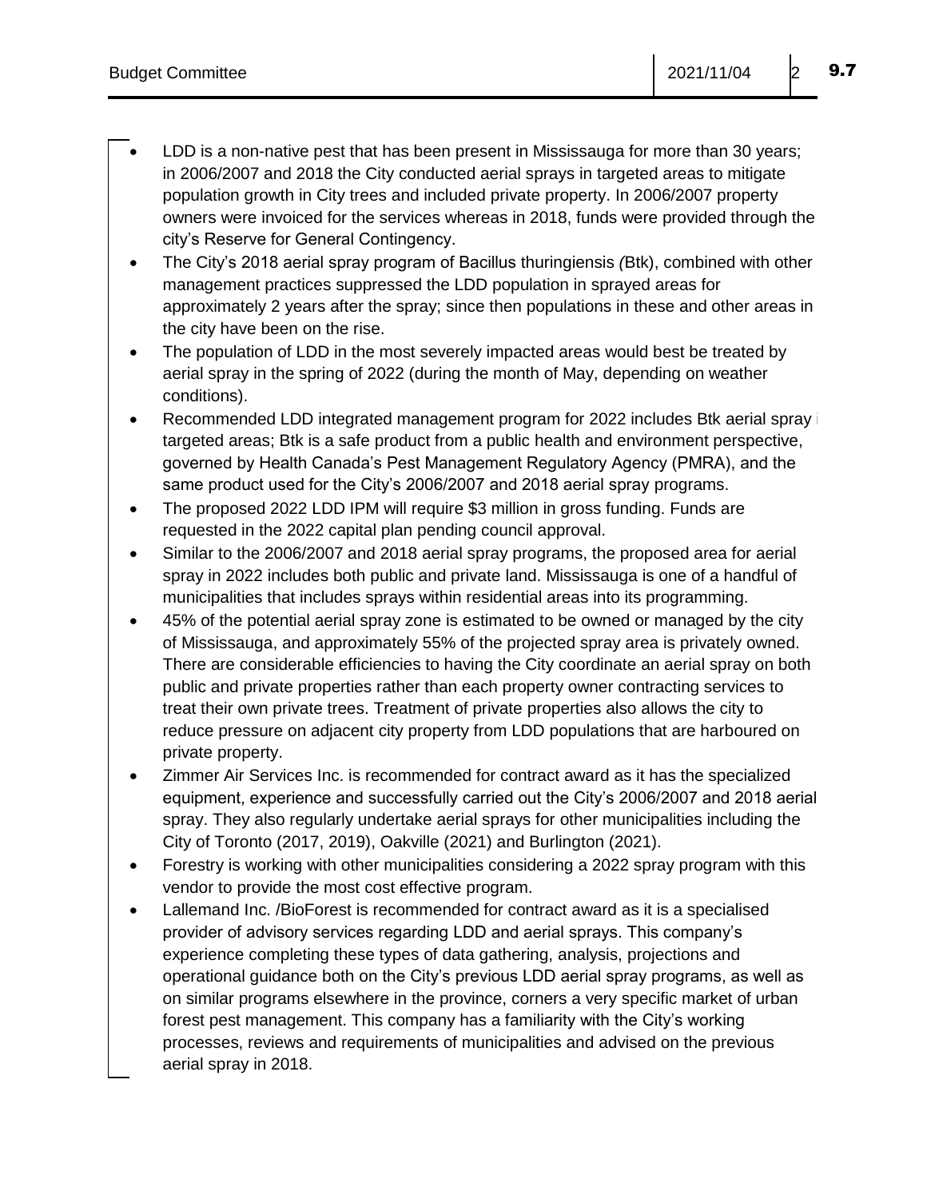- LDD is a non-native pest that has been present in Mississauga for more than 30 years; in 2006/2007 and 2018 the City conducted aerial sprays in targeted areas to mitigate population growth in City trees and included private property. In 2006/2007 property owners were invoiced for the services whereas in 2018, funds were provided through the city's Reserve for General Contingency.
- The City's 2018 aerial spray program of Bacillus thuringiensis *(*Btk), combined with other management practices suppressed the LDD population in sprayed areas for approximately 2 years after the spray; since then populations in these and other areas in the city have been on the rise.
- The population of LDD in the most severely impacted areas would best be treated by aerial spray in the spring of 2022 (during the month of May, depending on weather conditions).
- Recommended LDD integrated management program for 2022 includes Btk aerial spray i targeted areas; Btk is a safe product from a public health and environment perspective, governed by Health Canada's Pest Management Regulatory Agency (PMRA), and the same product used for the City's 2006/2007 and 2018 aerial spray programs.
- The proposed 2022 LDD IPM will require $3 million in gross funding. Funds are requested in the 2022 capital plan pending council approval.
- Similar to the 2006/2007 and 2018 aerial spray programs, the proposed area for aerial spray in 2022 includes both public and private land. Mississauga is one of a handful of municipalities that includes sprays within residential areas into its programming.
- 45% of the potential aerial spray zone is estimated to be owned or managed by the city of Mississauga, and approximately 55% of the projected spray area is privately owned. There are considerable efficiencies to having the City coordinate an aerial spray on both public and private properties rather than each property owner contracting services to treat their own private trees. Treatment of private properties also allows the city to reduce pressure on adjacent city property from LDD populations that are harboured on private property.
- Zimmer Air Services Inc. is recommended for contract award as it has the specialized equipment, experience and successfully carried out the City's 2006/2007 and 2018 aerial spray. They also regularly undertake aerial sprays for other municipalities including the City of Toronto (2017, 2019), Oakville (2021) and Burlington (2021).
- Forestry is working with other municipalities considering a 2022 spray program with this vendor to provide the most cost effective program.
- Lallemand Inc. /BioForest is recommended for contract award as it is a specialised provider of advisory services regarding LDD and aerial sprays. This company's experience completing these types of data gathering, analysis, projections and operational guidance both on the City's previous LDD aerial spray programs, as well as on similar programs elsewhere in the province, corners a very specific market of urban forest pest management. This company has a familiarity with the City's working processes, reviews and requirements of municipalities and advised on the previous aerial spray in 2018.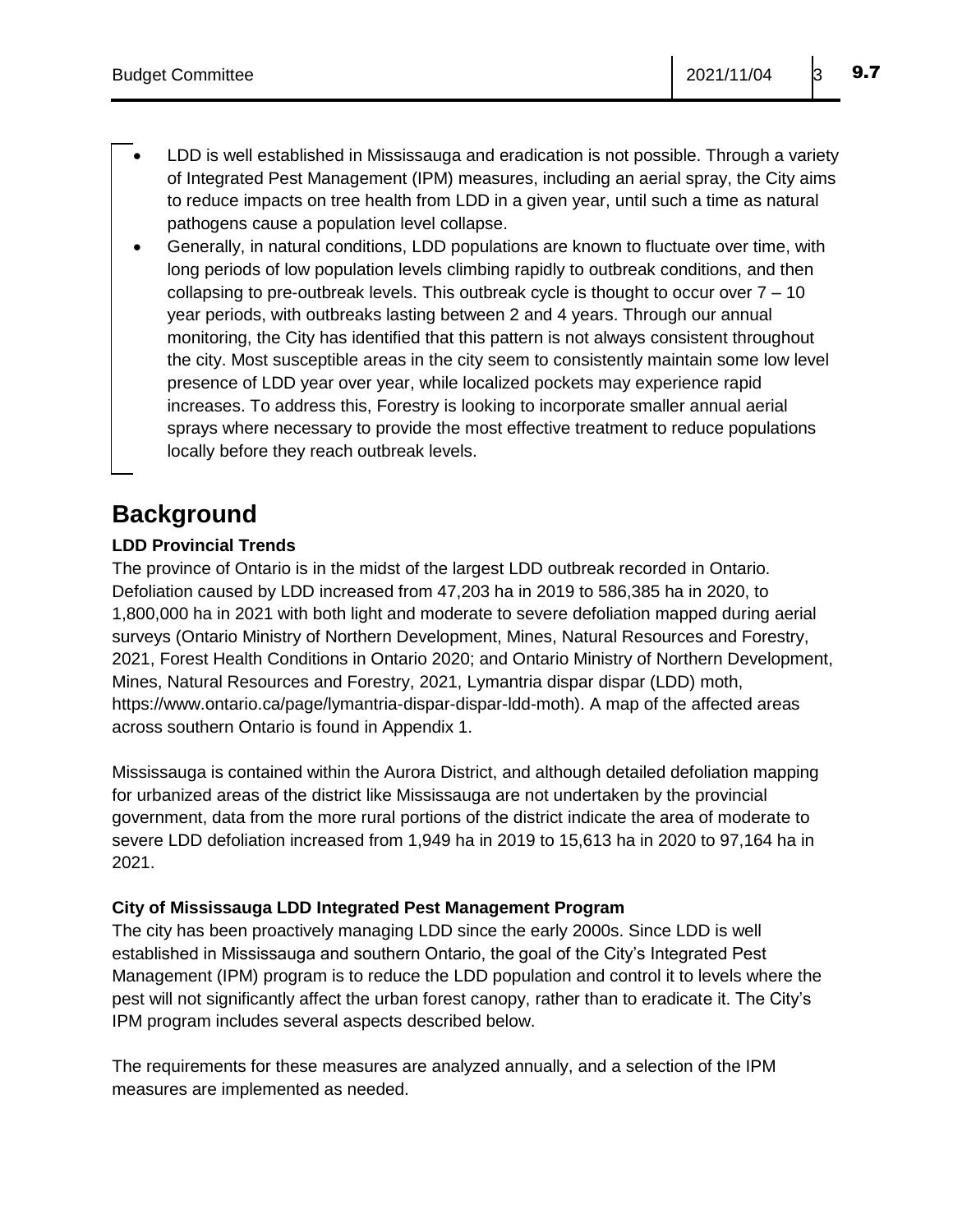- LDD is well established in Mississauga and eradication is not possible. Through a variety of Integrated Pest Management (IPM) measures, including an aerial spray, the City aims to reduce impacts on tree health from LDD in a given year, until such a time as natural pathogens cause a population level collapse.
- Generally, in natural conditions, LDD populations are known to fluctuate over time, with long periods of low population levels climbing rapidly to outbreak conditions, and then collapsing to pre-outbreak levels. This outbreak cycle is thought to occur over 7 – 10 year periods, with outbreaks lasting between 2 and 4 years. Through our annual monitoring, the City has identified that this pattern is not always consistent throughout the city. Most susceptible areas in the city seem to consistently maintain some low level presence of LDD year over year, while localized pockets may experience rapid increases. To address this, Forestry is looking to incorporate smaller annual aerial sprays where necessary to provide the most effective treatment to reduce populations locally before they reach outbreak levels.

## Background

**LDD Provincial Trends**

The province of Ontario is in the midst of the largest LDD outbreak recorded in Ontario. Defoliation caused by LDD increased from 47,203 ha in 2019 to 586,385 ha in 2020, to 1,800,000 ha in 2021 with both light and moderate to severe defoliation mapped during aerial surveys (Ontario Ministry of Northern Development, Mines, Natural Resources and Forestry, 2021, Forest Health Conditions in Ontario 2020; and Ontario Ministry of Northern Development, Mines, Natural Resources and Forestry, 2021, Lymantria dispar dispar (LDD) moth, https://www.ontario.ca/page/lymantria-dispar-dispar-ldd-moth). A map of the affected areas across southern Ontario is found in Appendix 1.

Mississauga is contained within the Aurora District, and although detailed defoliation mapping for urbanized areas of the district like Mississauga are not undertaken by the provincial government, data from the more rural portions of the district indicate the area of moderate to severe LDD defoliation increased from 1,949 ha in 2019 to 15,613 ha in 2020 to 97,164 ha in 2021.

**City of Mississauga LDD Integrated Pest Management Program**

The city has been proactively managing LDD since the early 2000s. Since LDD is well established in Mississauga and southern Ontario, the goal of the City's Integrated Pest Management (IPM) program is to reduce the LDD population and control it to levels where the pest will not significantly affect the urban forest canopy, rather than to eradicate it. The City's IPM program includes several aspects described below.

The requirements for these measures are analyzed annually, and a selection of the IPM measures are implemented as needed.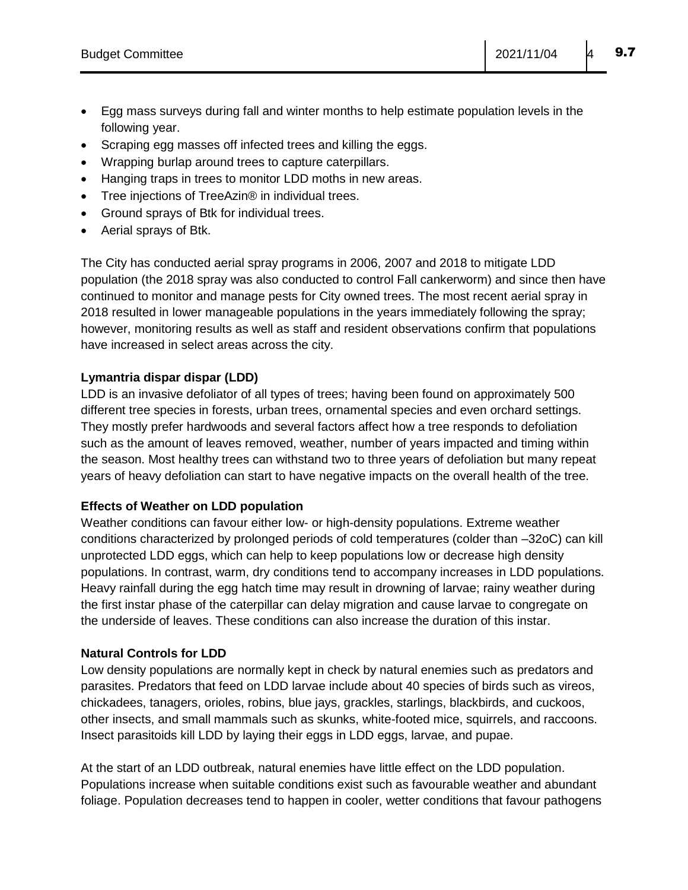- Egg mass surveys during fall and winter months to help estimate population levels in the following year.
- Scraping egg masses off infected trees and killing the eggs.
- Wrapping burlap around trees to capture caterpillars.
- Hanging traps in trees to monitor LDD moths in new areas.
- Tree injections of TreeAzin® in individual trees.
- Ground sprays of Btk for individual trees.
- Aerial sprays of Btk.

The City has conducted aerial spray programs in 2006, 2007 and 2018 to mitigate LDD population (the 2018 spray was also conducted to control Fall cankerworm) and since then have continued to monitor and manage pests for City owned trees. The most recent aerial spray in 2018 resulted in lower manageable populations in the years immediately following the spray; however, monitoring results as well as staff and resident observations confirm that populations have increased in select areas across the city.

**Lymantria dispar dispar (LDD)**

LDD is an invasive defoliator of all types of trees; having been found on approximately 500 different tree species in forests, urban trees, ornamental species and even orchard settings. They mostly prefer hardwoods and several factors affect how a tree responds to defoliation such as the amount of leaves removed, weather, number of years impacted and timing within the season. Most healthy trees can withstand two to three years of defoliation but many repeat years of heavy defoliation can start to have negative impacts on the overall health of the tree.

**Effects of Weather on LDD population**

Weather conditions can favour either low- or high-density populations. Extreme weather conditions characterized by prolonged periods of cold temperatures (colder than –32oC) can kill unprotected LDD eggs, which can help to keep populations low or decrease high density populations. In contrast, warm, dry conditions tend to accompany increases in LDD populations. Heavy rainfall during the egg hatch time may result in drowning of larvae; rainy weather during the first instar phase of the caterpillar can delay migration and cause larvae to congregate on the underside of leaves. These conditions can also increase the duration of this instar.

**Natural Controls for LDD**

Low density populations are normally kept in check by natural enemies such as predators and parasites. Predators that feed on LDD larvae include about 40 species of birds such as vireos, chickadees, tanagers, orioles, robins, blue jays, grackles, starlings, blackbirds, and cuckoos, other insects, and small mammals such as skunks, white-footed mice, squirrels, and raccoons. Insect parasitoids kill LDD by laying their eggs in LDD eggs, larvae, and pupae.

At the start of an LDD outbreak, natural enemies have little effect on the LDD population. Populations increase when suitable conditions exist such as favourable weather and abundant foliage. Population decreases tend to happen in cooler, wetter conditions that favour pathogens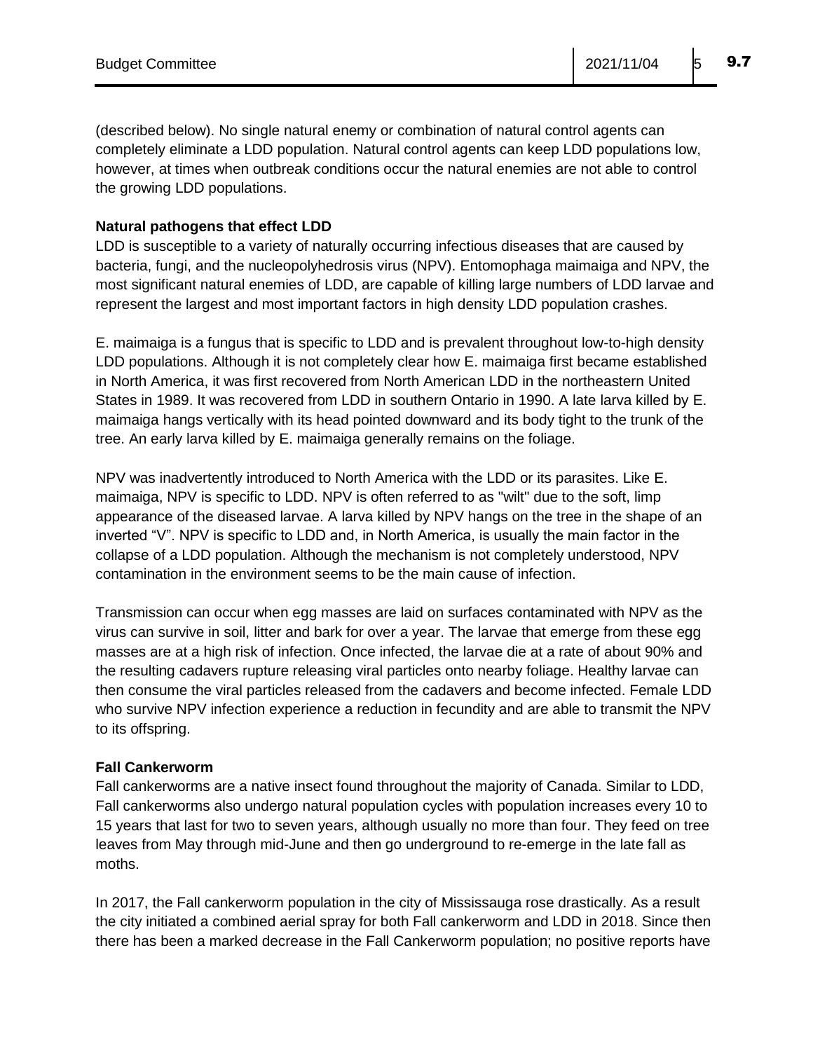(described below). No single natural enemy or combination of natural control agents can completely eliminate a LDD population. Natural control agents can keep LDD populations low, however, at times when outbreak conditions occur the natural enemies are not able to control the growing LDD populations.

**Natural pathogens that effect LDD**

LDD is susceptible to a variety of naturally occurring infectious diseases that are caused by bacteria, fungi, and the nucleopolyhedrosis virus (NPV). Entomophaga maimaiga and NPV, the most significant natural enemies of LDD, are capable of killing large numbers of LDD larvae and represent the largest and most important factors in high density LDD population crashes.

E. maimaiga is a fungus that is specific to LDD and is prevalent throughout low-to-high density LDD populations. Although it is not completely clear how E. maimaiga first became established in North America, it was first recovered from North American LDD in the northeastern United States in 1989. It was recovered from LDD in southern Ontario in 1990. A late larva killed by E. maimaiga hangs vertically with its head pointed downward and its body tight to the trunk of the tree. An early larva killed by E. maimaiga generally remains on the foliage.

NPV was inadvertently introduced to North America with the LDD or its parasites. Like E. maimaiga, NPV is specific to LDD. NPV is often referred to as "wilt" due to the soft, limp appearance of the diseased larvae. A larva killed by NPV hangs on the tree in the shape of an inverted "V". NPV is specific to LDD and, in North America, is usually the main factor in the collapse of a LDD population. Although the mechanism is not completely understood, NPV contamination in the environment seems to be the main cause of infection.

Transmission can occur when egg masses are laid on surfaces contaminated with NPV as the virus can survive in soil, litter and bark for over a year. The larvae that emerge from these egg masses are at a high risk of infection. Once infected, the larvae die at a rate of about 90% and the resulting cadavers rupture releasing viral particles onto nearby foliage. Healthy larvae can then consume the viral particles released from the cadavers and become infected. Female LDD who survive NPV infection experience a reduction in fecundity and are able to transmit the NPV to its offspring.

**Fall Cankerworm**

Fall cankerworms are a native insect found throughout the majority of Canada. Similar to LDD, Fall cankerworms also undergo natural population cycles with population increases every 10 to 15 years that last for two to seven years, although usually no more than four. They feed on tree leaves from May through mid-June and then go underground to re-emerge in the late fall as moths.

In 2017, the Fall cankerworm population in the city of Mississauga rose drastically. As a result the city initiated a combined aerial spray for both Fall cankerworm and LDD in 2018. Since then there has been a marked decrease in the Fall Cankerworm population; no positive reports have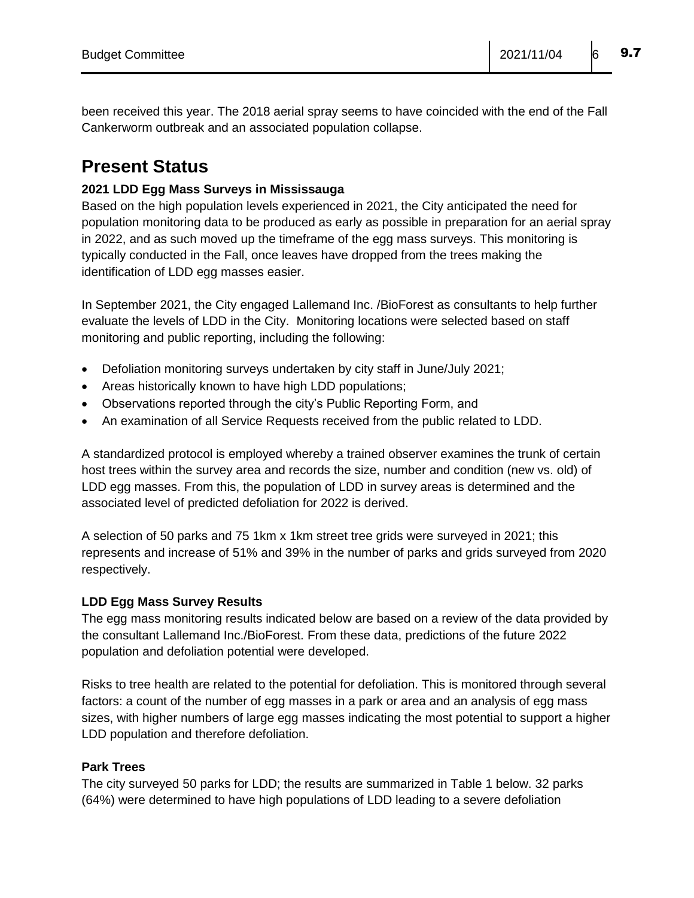been received this year. The 2018 aerial spray seems to have coincided with the end of the Fall Cankerworm outbreak and an associated population collapse.

# Present Status

**2021 LDD Egg Mass Surveys in Mississauga**

Based on the high population levels experienced in 2021, the City anticipated the need for population monitoring data to be produced as early as possible in preparation for an aerial spray in 2022, and as such moved up the timeframe of the egg mass surveys. This monitoring is typically conducted in the Fall, once leaves have dropped from the trees making the identification of LDD egg masses easier.

In September 2021, the City engaged Lallemand Inc. /BioForest as consultants to help further evaluate the levels of LDD in the City. Monitoring locations were selected based on staff monitoring and public reporting, including the following:

- Defoliation monitoring surveys undertaken by city staff in June/July 2021;
- Areas historically known to have high LDD populations;
- Observations reported through the city's Public Reporting Form, and
- An examination of all Service Requests received from the public related to LDD.

A standardized protocol is employed whereby a trained observer examines the trunk of certain host trees within the survey area and records the size, number and condition (new vs. old) of LDD egg masses. From this, the population of LDD in survey areas is determined and the associated level of predicted defoliation for 2022 is derived.

A selection of 50 parks and 75 1km x 1km street tree grids were surveyed in 2021; this represents and increase of 51% and 39% in the number of parks and grids surveyed from 2020 respectively.

**LDD Egg Mass Survey Results**

The egg mass monitoring results indicated below are based on a review of the data provided by the consultant Lallemand Inc./BioForest. From these data, predictions of the future 2022 population and defoliation potential were developed.

Risks to tree health are related to the potential for defoliation. This is monitored through several factors: a count of the number of egg masses in a park or area and an analysis of egg mass sizes, with higher numbers of large egg masses indicating the most potential to support a higher LDD population and therefore defoliation.

**Park Trees**

The city surveyed 50 parks for LDD; the results are summarized in Table 1 below. 32 parks (64%) were determined to have high populations of LDD leading to a severe defoliation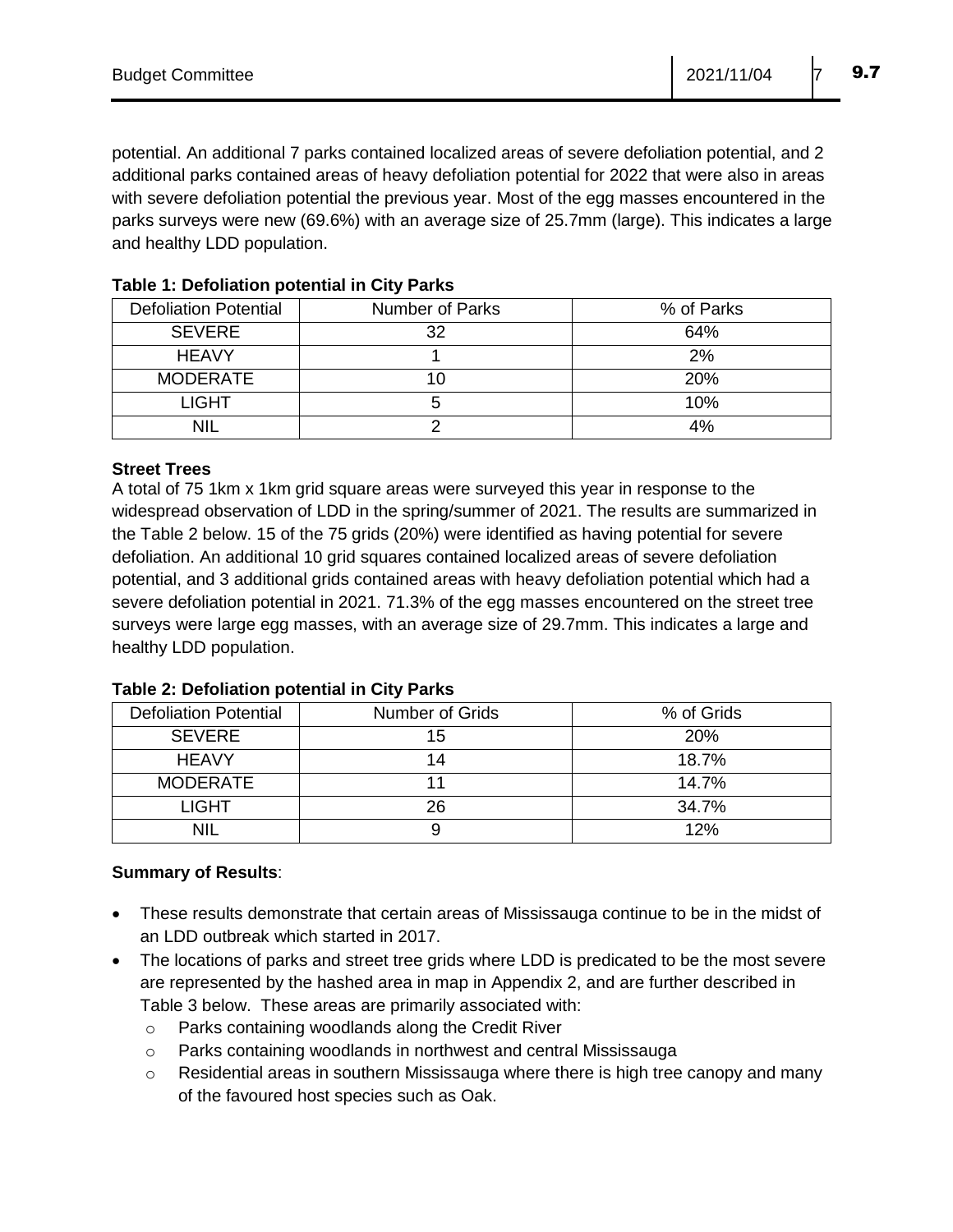potential. An additional 7 parks contained localized areas of severe defoliation potential, and 2 additional parks contained areas of heavy defoliation potential for 2022 that were also in areas with severe defoliation potential the previous year. Most of the egg masses encountered in the parks surveys were new (69.6%) with an average size of 25.7mm (large). This indicates a large and healthy LDD population.

**Table 1: Defoliation potential in City Parks**

| Defoliation Potential | Number of Parks | % of Parks |
| --- | --- | --- |
| SEVERE | 32 | 64% |
| HEAVY | 1 | 2% |
| MODERATE | 10 | 20% |
| LIGHT | 5 | 10% |
| NIL | 2 | 4% |

**Street Trees**

A total of 75 1km x 1km grid square areas were surveyed this year in response to the widespread observation of LDD in the spring/summer of 2021. The results are summarized in the Table 2 below. 15 of the 75 grids (20%) were identified as having potential for severe defoliation. An additional 10 grid squares contained localized areas of severe defoliation potential, and 3 additional grids contained areas with heavy defoliation potential which had a severe defoliation potential in 2021. 71.3% of the egg masses encountered on the street tree surveys were large egg masses, with an average size of 29.7mm. This indicates a large and healthy LDD population.

**Table 2: Defoliation potential in City Parks**

| Defoliation Potential | Number of Grids | % of Grids |
| --- | --- | --- |
| SEVERE | 15 | 20% |
| HEAVY | 14 | 18.7% |
| MODERATE | 11 | 14.7% |
| LIGHT | 26 | 34.7% |
| NIL | 9 | 12% |

**Summary of Results**:

- These results demonstrate that certain areas of Mississauga continue to be in the midst of an LDD outbreak which started in 2017.
- The locations of parks and street tree grids where LDD is predicated to be the most severe are represented by the hashed area in map in Appendix 2, and are further described in Table 3 below. These areas are primarily associated with:
  - Parks containing woodlands along the Credit River
  - Parks containing woodlands in northwest and central Mississauga
  - Residential areas in southern Mississauga where there is high tree canopy and many of the favoured host species such as Oak.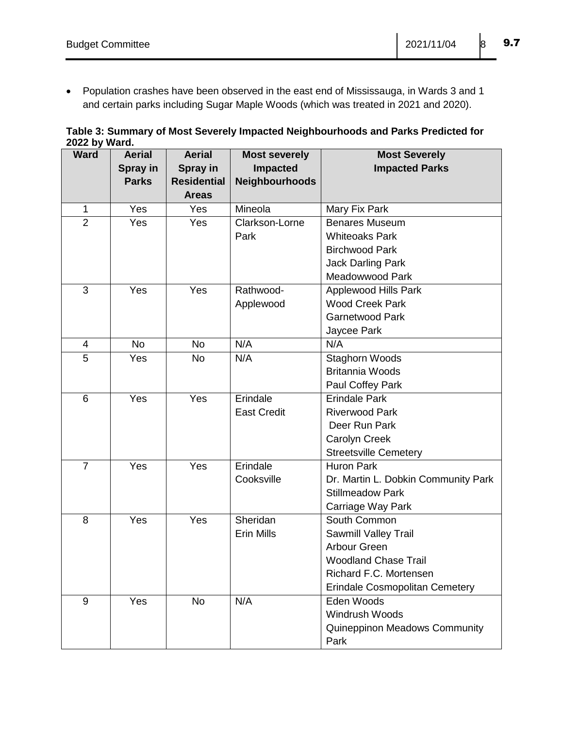- Population crashes have been observed in the east end of Mississauga, in Wards 3 and 1 and certain parks including Sugar Maple Woods (which was treated in 2021 and 2020).

**Table 3: Summary of Most Severely Impacted Neighbourhoods and Parks Predicted for 2022 by Ward.**

| Ward | Aerial Spray in Parks | Aerial Spray in Residential Areas | Most severely Impacted Neighbourhoods | Most Severely Impacted Parks |
|---|---|---|---|---|
| 1 | Yes | Yes | Mineola | Mary Fix Park |
| 2 | Yes | Yes | Clarkson-Lorne Park | Benares Museum<br>Whiteoaks Park<br>Birchwood Park<br>Jack Darling Park<br>Meadowwood Park |
| 3 | Yes | Yes | Rathwood-Applewood | Applewood Hills Park<br>Wood Creek Park<br>Garnetwood Park<br>Jaycee Park |
| 4 | No | No | N/A | N/A |
| 5 | Yes | No | N/A | Staghorn Woods<br>Britannia Woods<br>Paul Coffey Park |
| 6 | Yes | Yes | Erindale<br>East Credit | Erindale Park<br>Riverwood Park<br>Deer Run Park<br>Carolyn Creek<br>Streetsville Cemetery |
| 7 | Yes | Yes | Erindale<br>Cooksville | Huron Park<br>Dr. Martin L. Dobkin Community Park<br>Stillmeadow Park<br>Carriage Way Park |
| 8 | Yes | Yes | Sheridan<br>Erin Mills | South Common<br>Sawmill Valley Trail<br>Arbour Green<br>Woodland Chase Trail<br>Richard F.C. Mortensen<br>Erindale Cosmopolitan Cemetery |
| 9 | Yes | No | N/A | Eden Woods<br>Windrush Woods<br>Quineppinon Meadows Community Park |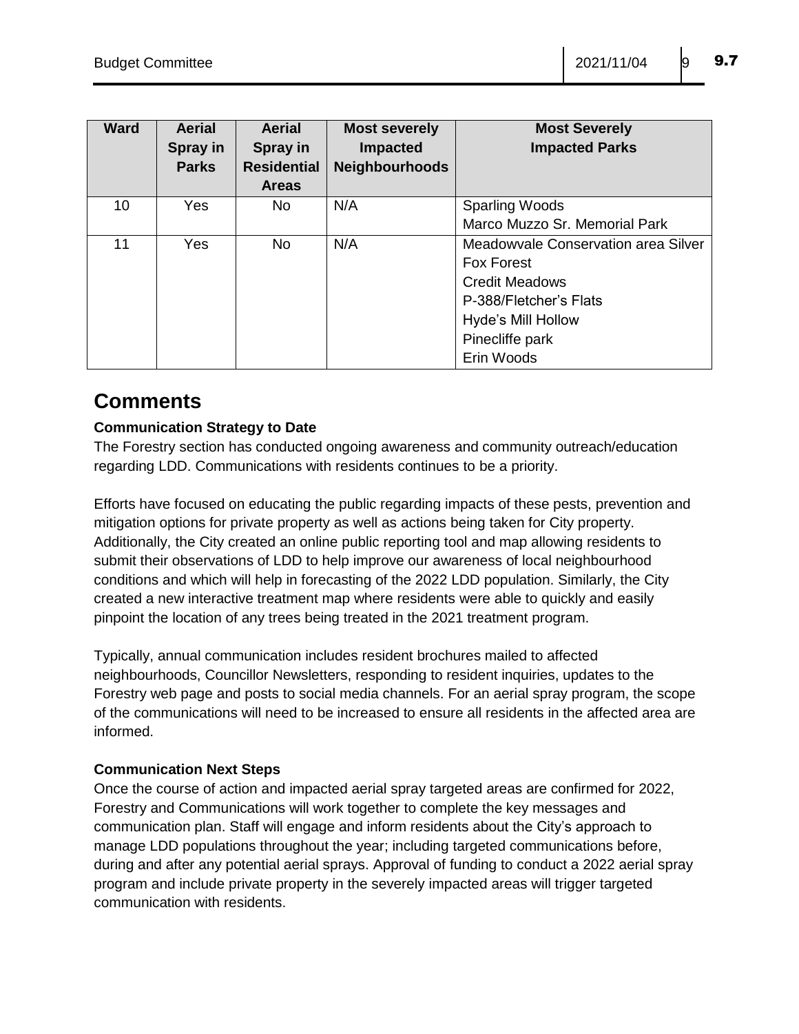| Ward | Aerial Spray in Parks | Aerial Spray in Residential Areas | Most severely Impacted Neighbourhoods | Most Severely Impacted Parks |
|---|---|---|---|---|
| 10 | Yes | No | N/A | Sparling Woods<br>Marco Muzzo Sr. Memorial Park |
| 11 | Yes | No | N/A | Meadowvale Conservation area Silver Fox Forest<br>Credit Meadows<br>P-388/Fletcher's Flats<br>Hyde's Mill Hollow<br>Pinecliffe park<br>Erin Woods |

# Comments

**Communication Strategy to Date**

The Forestry section has conducted ongoing awareness and community outreach/education regarding LDD. Communications with residents continues to be a priority.

Efforts have focused on educating the public regarding impacts of these pests, prevention and mitigation options for private property as well as actions being taken for City property. Additionally, the City created an online public reporting tool and map allowing residents to submit their observations of LDD to help improve our awareness of local neighbourhood conditions and which will help in forecasting of the 2022 LDD population. Similarly, the City created a new interactive treatment map where residents were able to quickly and easily pinpoint the location of any trees being treated in the 2021 treatment program.

Typically, annual communication includes resident brochures mailed to affected neighbourhoods, Councillor Newsletters, responding to resident inquiries, updates to the Forestry web page and posts to social media channels. For an aerial spray program, the scope of the communications will need to be increased to ensure all residents in the affected area are informed.

**Communication Next Steps**

Once the course of action and impacted aerial spray targeted areas are confirmed for 2022, Forestry and Communications will work together to complete the key messages and communication plan. Staff will engage and inform residents about the City's approach to manage LDD populations throughout the year; including targeted communications before, during and after any potential aerial sprays. Approval of funding to conduct a 2022 aerial spray program and include private property in the severely impacted areas will trigger targeted communication with residents.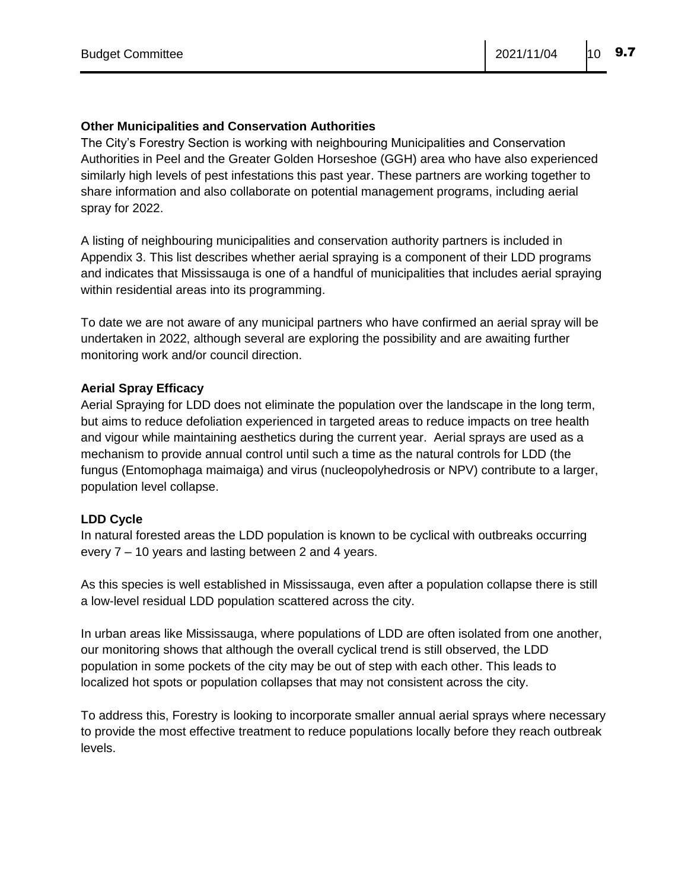### Other Municipalities and Conservation Authorities

The City's Forestry Section is working with neighbouring Municipalities and Conservation Authorities in Peel and the Greater Golden Horseshoe (GGH) area who have also experienced similarly high levels of pest infestations this past year. These partners are working together to share information and also collaborate on potential management programs, including aerial spray for 2022.

A listing of neighbouring municipalities and conservation authority partners is included in Appendix 3. This list describes whether aerial spraying is a component of their LDD programs and indicates that Mississauga is one of a handful of municipalities that includes aerial spraying within residential areas into its programming.

To date we are not aware of any municipal partners who have confirmed an aerial spray will be undertaken in 2022, although several are exploring the possibility and are awaiting further monitoring work and/or council direction.

### Aerial Spray Efficacy

Aerial Spraying for LDD does not eliminate the population over the landscape in the long term, but aims to reduce defoliation experienced in targeted areas to reduce impacts on tree health and vigour while maintaining aesthetics during the current year. Aerial sprays are used as a mechanism to provide annual control until such a time as the natural controls for LDD (the fungus (Entomophaga maimaiga) and virus (nucleopolyhedrosis or NPV) contribute to a larger, population level collapse.

### LDD Cycle

In natural forested areas the LDD population is known to be cyclical with outbreaks occurring every 7 – 10 years and lasting between 2 and 4 years.

As this species is well established in Mississauga, even after a population collapse there is still a low-level residual LDD population scattered across the city.

In urban areas like Mississauga, where populations of LDD are often isolated from one another, our monitoring shows that although the overall cyclical trend is still observed, the LDD population in some pockets of the city may be out of step with each other. This leads to localized hot spots or population collapses that may not consistent across the city.

To address this, Forestry is looking to incorporate smaller annual aerial sprays where necessary to provide the most effective treatment to reduce populations locally before they reach outbreak levels.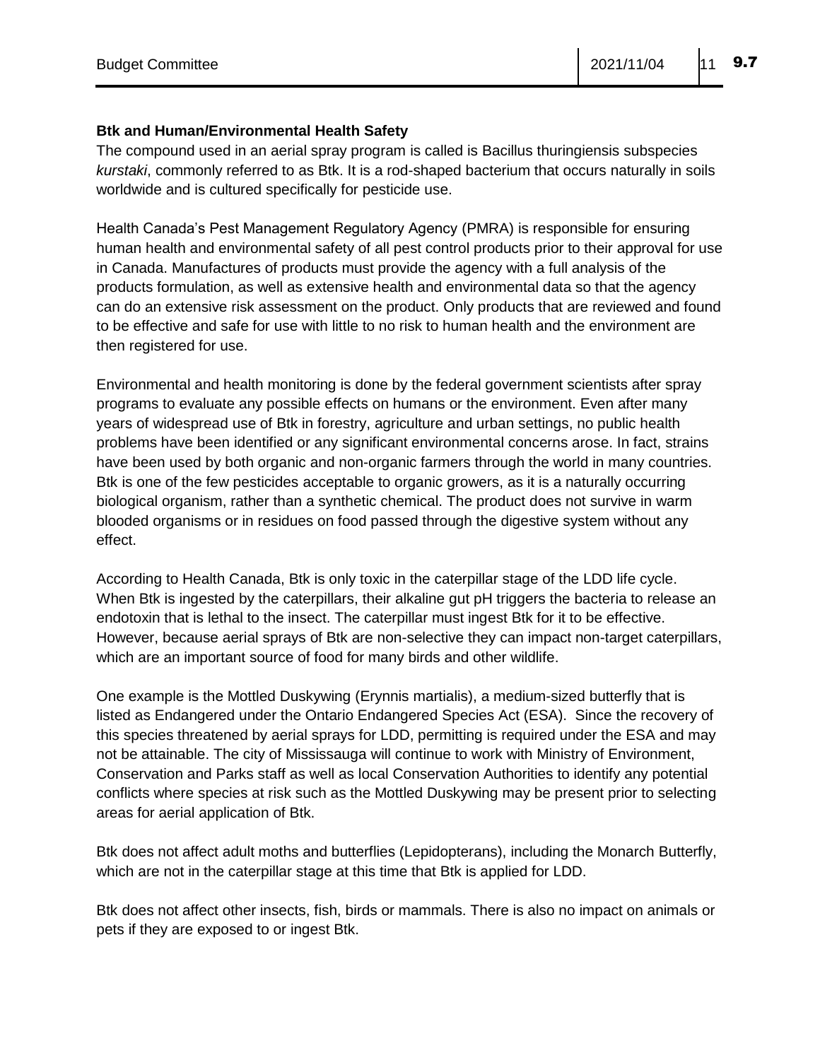**Btk and Human/Environmental Health Safety**

The compound used in an aerial spray program is called is Bacillus thuringiensis subspecies *kurstaki*, commonly referred to as Btk. It is a rod-shaped bacterium that occurs naturally in soils worldwide and is cultured specifically for pesticide use.

Health Canada's Pest Management Regulatory Agency (PMRA) is responsible for ensuring human health and environmental safety of all pest control products prior to their approval for use in Canada. Manufactures of products must provide the agency with a full analysis of the products formulation, as well as extensive health and environmental data so that the agency can do an extensive risk assessment on the product. Only products that are reviewed and found to be effective and safe for use with little to no risk to human health and the environment are then registered for use.

Environmental and health monitoring is done by the federal government scientists after spray programs to evaluate any possible effects on humans or the environment. Even after many years of widespread use of Btk in forestry, agriculture and urban settings, no public health problems have been identified or any significant environmental concerns arose. In fact, strains have been used by both organic and non-organic farmers through the world in many countries. Btk is one of the few pesticides acceptable to organic growers, as it is a naturally occurring biological organism, rather than a synthetic chemical. The product does not survive in warm blooded organisms or in residues on food passed through the digestive system without any effect.

According to Health Canada, Btk is only toxic in the caterpillar stage of the LDD life cycle. When Btk is ingested by the caterpillars, their alkaline gut pH triggers the bacteria to release an endotoxin that is lethal to the insect. The caterpillar must ingest Btk for it to be effective. However, because aerial sprays of Btk are non-selective they can impact non-target caterpillars, which are an important source of food for many birds and other wildlife.

One example is the Mottled Duskywing (Erynnis martialis), a medium-sized butterfly that is listed as Endangered under the Ontario Endangered Species Act (ESA). Since the recovery of this species threatened by aerial sprays for LDD, permitting is required under the ESA and may not be attainable. The city of Mississauga will continue to work with Ministry of Environment, Conservation and Parks staff as well as local Conservation Authorities to identify any potential conflicts where species at risk such as the Mottled Duskywing may be present prior to selecting areas for aerial application of Btk.

Btk does not affect adult moths and butterflies (Lepidopterans), including the Monarch Butterfly, which are not in the caterpillar stage at this time that Btk is applied for LDD.

Btk does not affect other insects, fish, birds or mammals. There is also no impact on animals or pets if they are exposed to or ingest Btk.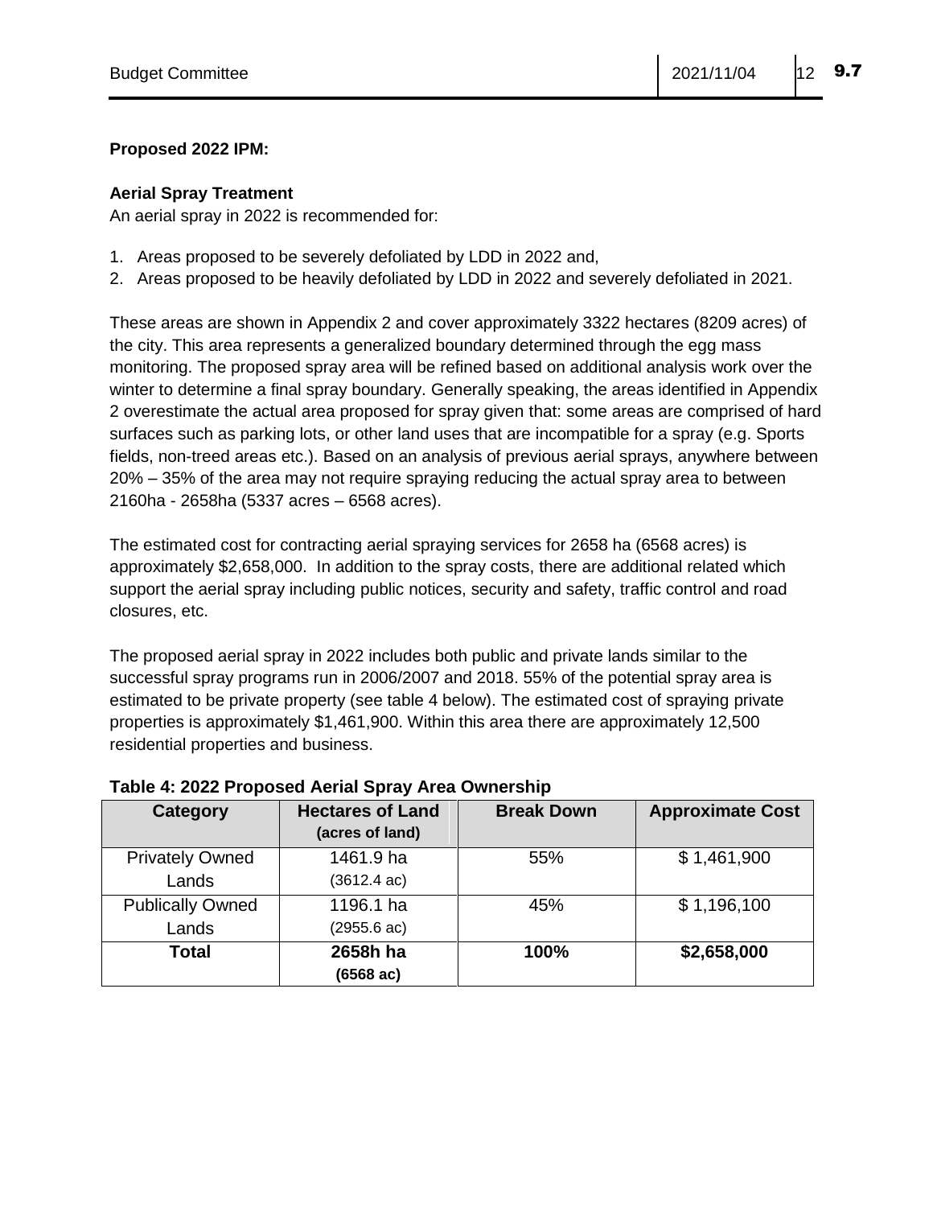**Proposed 2022 IPM:**

**Aerial Spray Treatment**

An aerial spray in 2022 is recommended for:

1. Areas proposed to be severely defoliated by LDD in 2022 and,
2. Areas proposed to be heavily defoliated by LDD in 2022 and severely defoliated in 2021.

These areas are shown in Appendix 2 and cover approximately 3322 hectares (8209 acres) of the city. This area represents a generalized boundary determined through the egg mass monitoring. The proposed spray area will be refined based on additional analysis work over the winter to determine a final spray boundary. Generally speaking, the areas identified in Appendix 2 overestimate the actual area proposed for spray given that: some areas are comprised of hard surfaces such as parking lots, or other land uses that are incompatible for a spray (e.g. Sports fields, non-treed areas etc.). Based on an analysis of previous aerial sprays, anywhere between 20% – 35% of the area may not require spraying reducing the actual spray area to between 2160ha - 2658ha (5337 acres – 6568 acres).

The estimated cost for contracting aerial spraying services for 2658 ha (6568 acres) is approximately $2,658,000. In addition to the spray costs, there are additional related which support the aerial spray including public notices, security and safety, traffic control and road closures, etc.

The proposed aerial spray in 2022 includes both public and private lands similar to the successful spray programs run in 2006/2007 and 2018. 55% of the potential spray area is estimated to be private property (see table 4 below). The estimated cost of spraying private properties is approximately $1,461,900. Within this area there are approximately 12,500 residential properties and business.

**Table 4: 2022 Proposed Aerial Spray Area Ownership**

| Category | Hectares of Land (acres of land) | Break Down | Approximate Cost |
|---|---|---|---|
| Privately Owned Lands | 1461.9 ha (3612.4 ac) | 55% | $ 1,461,900 |
| Publically Owned Lands | 1196.1 ha (2955.6 ac) | 45% | $ 1,196,100 |
| **Total** | **2658h ha (6568 ac)** | **100%** | **$2,658,000** |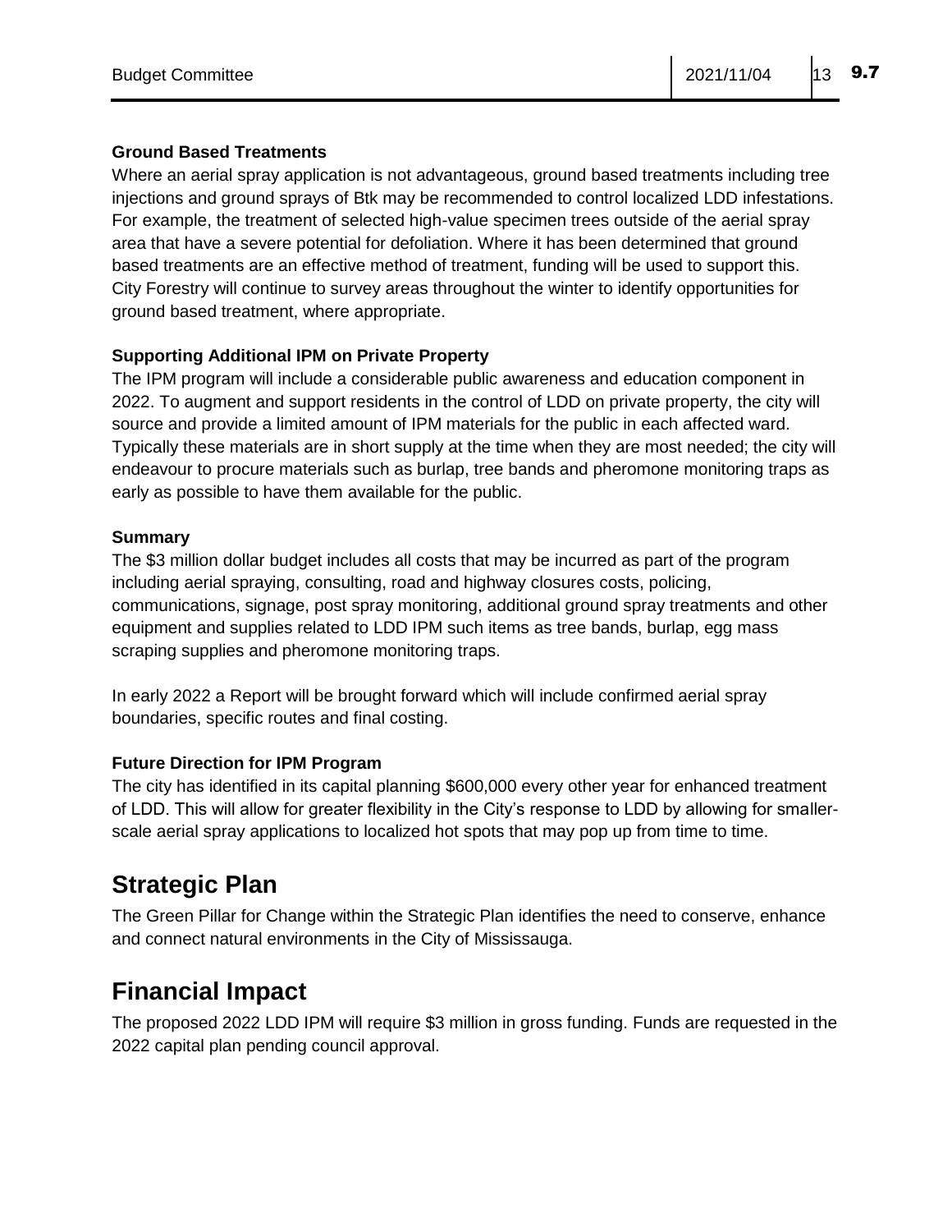### Ground Based Treatments

Where an aerial spray application is not advantageous, ground based treatments including tree injections and ground sprays of Btk may be recommended to control localized LDD infestations. For example, the treatment of selected high-value specimen trees outside of the aerial spray area that have a severe potential for defoliation. Where it has been determined that ground based treatments are an effective method of treatment, funding will be used to support this. City Forestry will continue to survey areas throughout the winter to identify opportunities for ground based treatment, where appropriate.

### Supporting Additional IPM on Private Property

The IPM program will include a considerable public awareness and education component in 2022. To augment and support residents in the control of LDD on private property, the city will source and provide a limited amount of IPM materials for the public in each affected ward. Typically these materials are in short supply at the time when they are most needed; the city will endeavour to procure materials such as burlap, tree bands and pheromone monitoring traps as early as possible to have them available for the public.

### Summary

The $3 million dollar budget includes all costs that may be incurred as part of the program including aerial spraying, consulting, road and highway closures costs, policing, communications, signage, post spray monitoring, additional ground spray treatments and other equipment and supplies related to LDD IPM such items as tree bands, burlap, egg mass scraping supplies and pheromone monitoring traps.

In early 2022 a Report will be brought forward which will include confirmed aerial spray boundaries, specific routes and final costing.

### Future Direction for IPM Program

The city has identified in its capital planning $600,000 every other year for enhanced treatment of LDD. This will allow for greater flexibility in the City's response to LDD by allowing for smaller-scale aerial spray applications to localized hot spots that may pop up from time to time.

## Strategic Plan

The Green Pillar for Change within the Strategic Plan identifies the need to conserve, enhance and connect natural environments in the City of Mississauga.

## Financial Impact

The proposed 2022 LDD IPM will require $3 million in gross funding. Funds are requested in the 2022 capital plan pending council approval.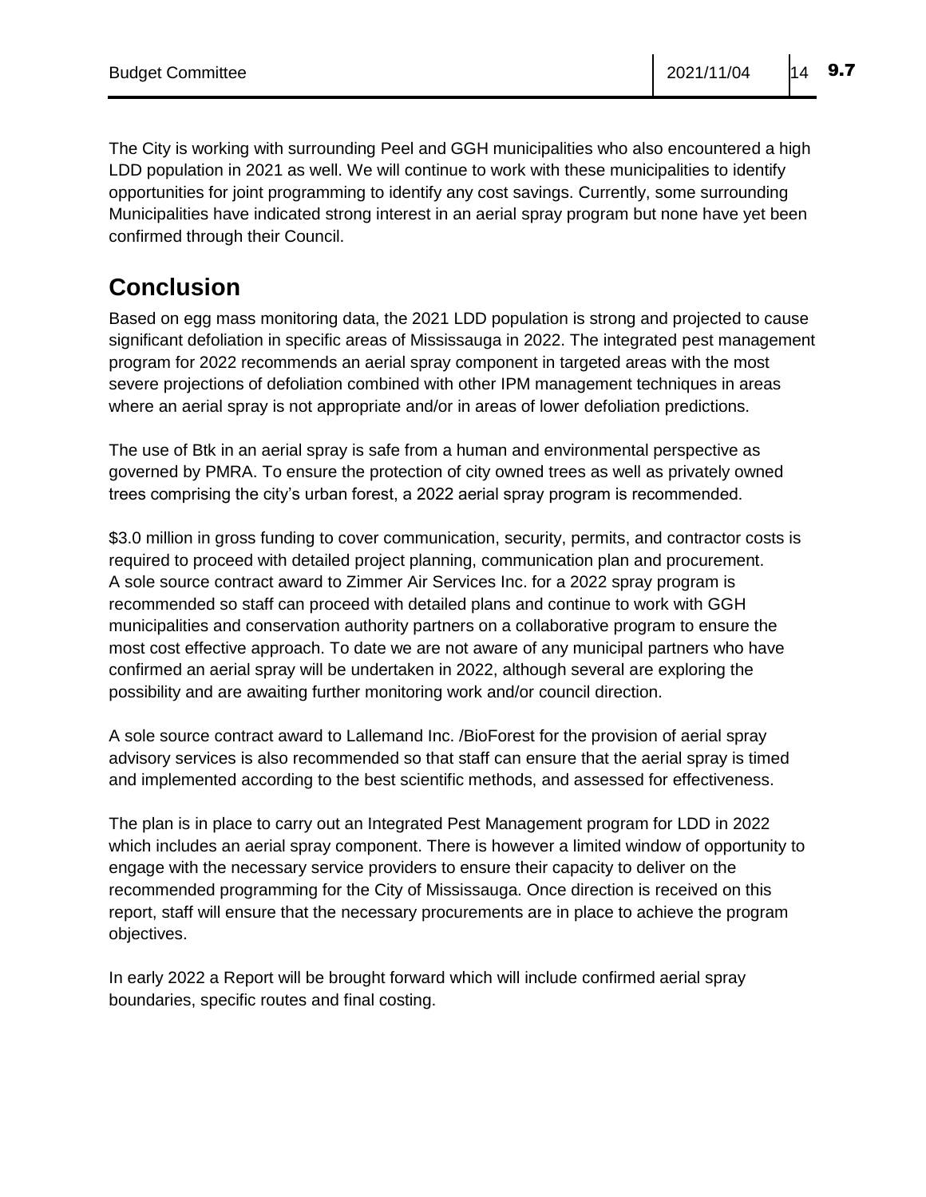The City is working with surrounding Peel and GGH municipalities who also encountered a high LDD population in 2021 as well. We will continue to work with these municipalities to identify opportunities for joint programming to identify any cost savings. Currently, some surrounding Municipalities have indicated strong interest in an aerial spray program but none have yet been confirmed through their Council.

## Conclusion

Based on egg mass monitoring data, the 2021 LDD population is strong and projected to cause significant defoliation in specific areas of Mississauga in 2022. The integrated pest management program for 2022 recommends an aerial spray component in targeted areas with the most severe projections of defoliation combined with other IPM management techniques in areas where an aerial spray is not appropriate and/or in areas of lower defoliation predictions.

The use of Btk in an aerial spray is safe from a human and environmental perspective as governed by PMRA. To ensure the protection of city owned trees as well as privately owned trees comprising the city's urban forest, a 2022 aerial spray program is recommended.

$3.0 million in gross funding to cover communication, security, permits, and contractor costs is required to proceed with detailed project planning, communication plan and procurement. A sole source contract award to Zimmer Air Services Inc. for a 2022 spray program is recommended so staff can proceed with detailed plans and continue to work with GGH municipalities and conservation authority partners on a collaborative program to ensure the most cost effective approach. To date we are not aware of any municipal partners who have confirmed an aerial spray will be undertaken in 2022, although several are exploring the possibility and are awaiting further monitoring work and/or council direction.

A sole source contract award to Lallemand Inc. /BioForest for the provision of aerial spray advisory services is also recommended so that staff can ensure that the aerial spray is timed and implemented according to the best scientific methods, and assessed for effectiveness.

The plan is in place to carry out an Integrated Pest Management program for LDD in 2022 which includes an aerial spray component. There is however a limited window of opportunity to engage with the necessary service providers to ensure their capacity to deliver on the recommended programming for the City of Mississauga. Once direction is received on this report, staff will ensure that the necessary procurements are in place to achieve the program objectives.

In early 2022 a Report will be brought forward which will include confirmed aerial spray boundaries, specific routes and final costing.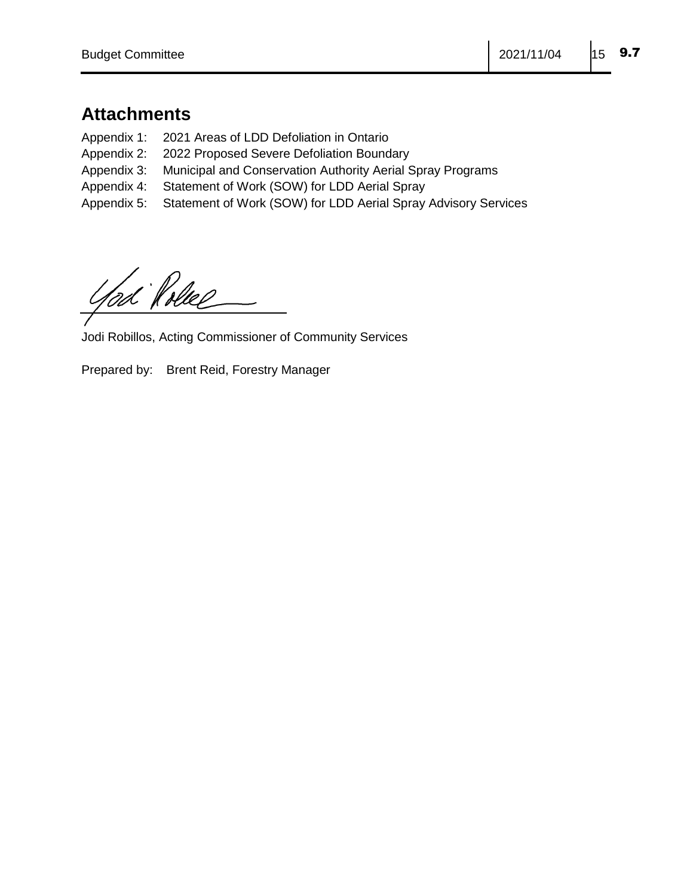## Attachments

Appendix 1: 2021 Areas of LDD Defoliation in Ontario
Appendix 2: 2022 Proposed Severe Defoliation Boundary
Appendix 3: Municipal and Conservation Authority Aerial Spray Programs
Appendix 4: Statement of Work (SOW) for LDD Aerial Spray
Appendix 5: Statement of Work (SOW) for LDD Aerial Spray Advisory Services

Jodi Robillos, Acting Commissioner of Community Services

Prepared by: Brent Reid, Forestry Manager